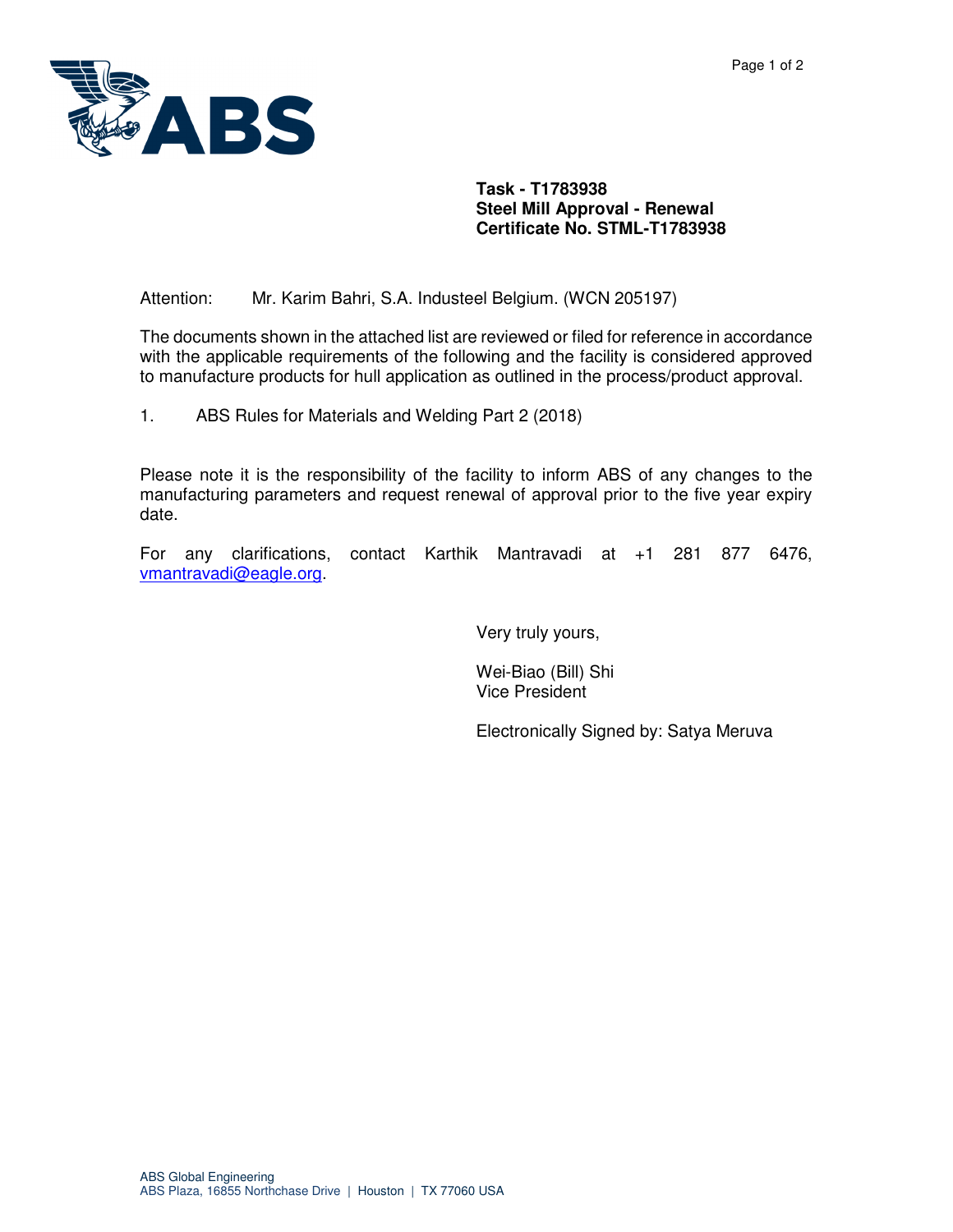**Task - T1783938**
**Steel Mill Approval - Renewal**
**Certificate No. STML-T1783938**

Attention: Mr. Karim Bahri, S.A. Industeel Belgium. (WCN 205197)

The documents shown in the attached list are reviewed or filed for reference in accordance with the applicable requirements of the following and the facility is considered approved to manufacture products for hull application as outlined in the process/product approval.

1. ABS Rules for Materials and Welding Part 2 (2018)

Please note it is the responsibility of the facility to inform ABS of any changes to the manufacturing parameters and request renewal of approval prior to the five year expiry date.

For any clarifications, contact Karthik Mantravadi at +1 281 877 6476, vmantravadi@eagle.org.

Very truly yours,

Wei-Biao (Bill) Shi
Vice President

Electronically Signed by: Satya Meruva

ABS Global Engineering
ABS Plaza, 16855 Northchase Drive | Houston | TX 77060 USA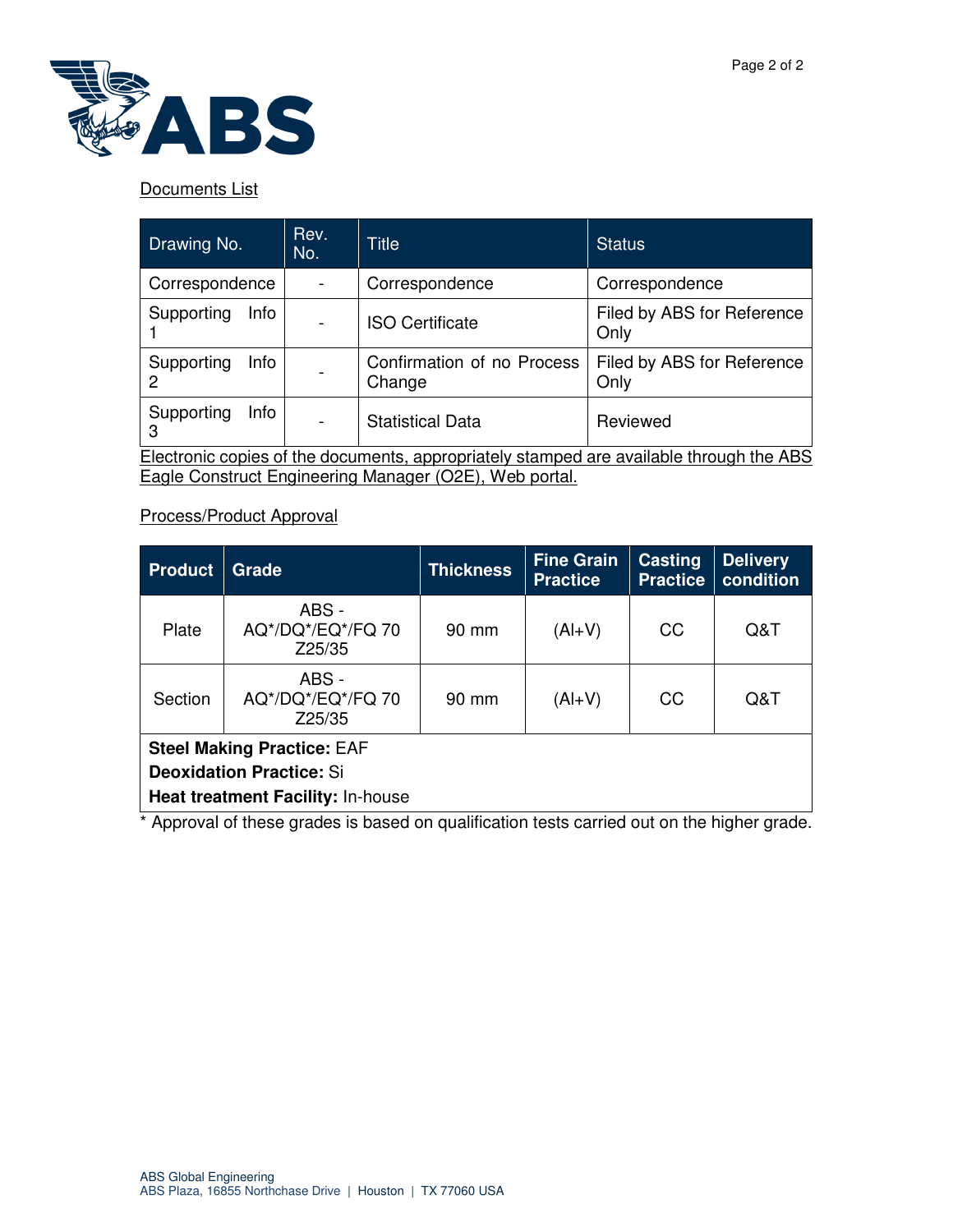Documents List

| Drawing No. | Rev. No. | Title | Status |
| --- | --- | --- | --- |
| Correspondence | - | Correspondence | Correspondence |
| Supporting Info 1 | - | ISO Certificate | Filed by ABS for Reference Only |
| Supporting Info 2 | - | Confirmation of no Process Change | Filed by ABS for Reference Only |
| Supporting Info 3 | - | Statistical Data | Reviewed |

Electronic copies of the documents, appropriately stamped are available through the ABS Eagle Construct Engineering Manager (O2E), Web portal.

Process/Product Approval

| Product | Grade | Thickness | Fine Grain Practice | Casting Practice | Delivery condition |
| --- | --- | --- | --- | --- | --- |
| Plate | ABS - AQ*/DQ*/EQ*/FQ 70 Z25/35 | 90 mm | (Al+V) | CC | Q&T |
| Section | ABS - AQ*/DQ*/EQ*/FQ 70 Z25/35 | 90 mm | (Al+V) | CC | Q&T |

**Steel Making Practice:** EAF
**Deoxidation Practice:** Si
**Heat treatment Facility:** In-house

* Approval of these grades is based on qualification tests carried out on the higher grade.

ABS Global Engineering
ABS Plaza, 16855 Northchase Drive | Houston | TX 77060 USA